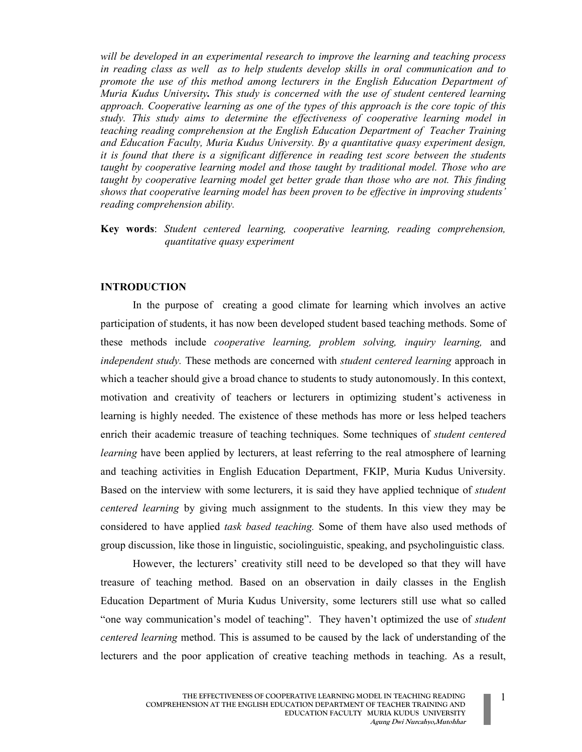*will be developed in an experimental research to improve the learning and teaching process in reading class as well as to help students develop skills in oral communication and to promote the use of this method among lecturers in the English Education Department of Muria Kudus University.* ***.*** *This study is concerned with the use of student centered learning approach. Cooperative learning as one of the types of this approach is the core topic of this study. This study aims to determine the effectiveness of cooperative learning model in teaching reading comprehension at the English Education Department of Teacher Training and Education Faculty, Muria Kudus University. By a quantitative quasy experiment design, it is found that there is a significant difference in reading test score between the students taught by cooperative learning model and those taught by traditional model. Those who are taught by cooperative learning model get better grade than those who are not. This finding shows that cooperative learning model has been proven to be effective in improving students' reading comprehension ability.*

**Key words**: *Student centered learning, cooperative learning, reading comprehension, quantitative quasy experiment*

## INTRODUCTION

In the purpose of creating a good climate for learning which involves an active participation of students, it has now been developed student based teaching methods. Some of these methods include *cooperative learning, problem solving, inquiry learning,* and *independent study.* These methods are concerned with *student centered learning* approach in which a teacher should give a broad chance to students to study autonomously. In this context, motivation and creativity of teachers or lecturers in optimizing student's activeness in learning is highly needed. The existence of these methods has more or less helped teachers enrich their academic treasure of teaching techniques. Some techniques of *student centered learning* have been applied by lecturers, at least referring to the real atmosphere of learning and teaching activities in English Education Department, FKIP, Muria Kudus University. Based on the interview with some lecturers, it is said they have applied technique of *student centered learning* by giving much assignment to the students. In this view they may be considered to have applied *task based teaching.* Some of them have also used methods of group discussion, like those in linguistic, sociolinguistic, speaking, and psycholinguistic class.

However, the lecturers' creativity still need to be developed so that they will have treasure of teaching method. Based on an observation in daily classes in the English Education Department of Muria Kudus University, some lecturers still use what so called "one way communication's model of teaching". They haven't optimized the use of *student centered learning* method. This is assumed to be caused by the lack of understanding of the lecturers and the poor application of creative teaching methods in teaching. As a result,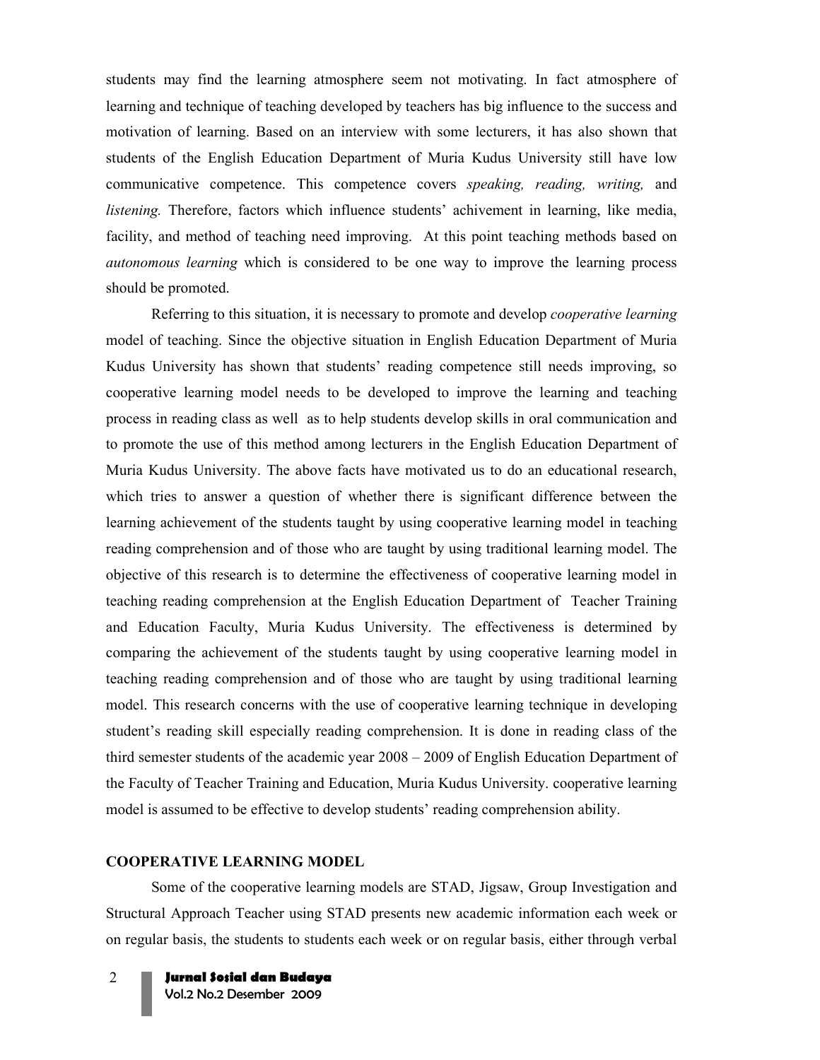students may find the learning atmosphere seem not motivating. In fact atmosphere of learning and technique of teaching developed by teachers has big influence to the success and motivation of learning. Based on an interview with some lecturers, it has also shown that students of the English Education Department of Muria Kudus University still have low communicative competence. This competence covers *speaking, reading, writing,* and *listening.* Therefore, factors which influence students' achivement in learning, like media, facility, and method of teaching need improving. At this point teaching methods based on *autonomous learning* which is considered to be one way to improve the learning process should be promoted.

Referring to this situation, it is necessary to promote and develop *cooperative learning* model of teaching. Since the objective situation in English Education Department of Muria Kudus University has shown that students' reading competence still needs improving, so cooperative learning model needs to be developed to improve the learning and teaching process in reading class as well as to help students develop skills in oral communication and to promote the use of this method among lecturers in the English Education Department of Muria Kudus University. The above facts have motivated us to do an educational research, which tries to answer a question of whether there is significant difference between the learning achievement of the students taught by using cooperative learning model in teaching reading comprehension and of those who are taught by using traditional learning model. The objective of this research is to determine the effectiveness of cooperative learning model in teaching reading comprehension at the English Education Department of Teacher Training and Education Faculty, Muria Kudus University. The effectiveness is determined by comparing the achievement of the students taught by using cooperative learning model in teaching reading comprehension and of those who are taught by using traditional learning model. This research concerns with the use of cooperative learning technique in developing student's reading skill especially reading comprehension. It is done in reading class of the third semester students of the academic year 2008 – 2009 of English Education Department of the Faculty of Teacher Training and Education, Muria Kudus University. cooperative learning model is assumed to be effective to develop students' reading comprehension ability.

## COOPERATIVE LEARNING MODEL

Some of the cooperative learning models are STAD, Jigsaw, Group Investigation and Structural Approach Teacher using STAD presents new academic information each week or on regular basis, the students to students each week or on regular basis, either through verbal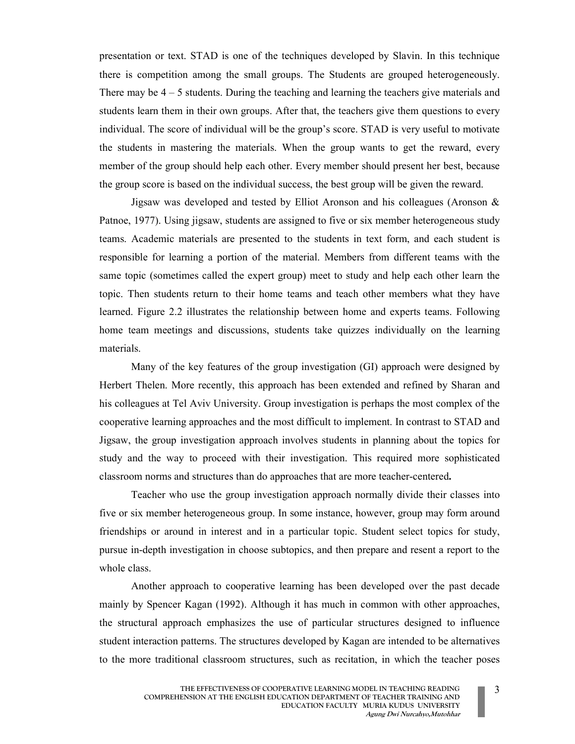presentation or text. STAD is one of the techniques developed by Slavin. In this technique there is competition among the small groups. The Students are grouped heterogeneously. There may be 4 – 5 students. During the teaching and learning the teachers give materials and students learn them in their own groups. After that, the teachers give them questions to every individual. The score of individual will be the group's score. STAD is very useful to motivate the students in mastering the materials. When the group wants to get the reward, every member of the group should help each other. Every member should present her best, because the group score is based on the individual success, the best group will be given the reward.

Jigsaw was developed and tested by Elliot Aronson and his colleagues (Aronson & Patnoe, 1977). Using jigsaw, students are assigned to five or six member heterogeneous study teams. Academic materials are presented to the students in text form, and each student is responsible for learning a portion of the material. Members from different teams with the same topic (sometimes called the expert group) meet to study and help each other learn the topic. Then students return to their home teams and teach other members what they have learned. Figure 2.2 illustrates the relationship between home and experts teams. Following home team meetings and discussions, students take quizzes individually on the learning materials.

Many of the key features of the group investigation (GI) approach were designed by Herbert Thelen. More recently, this approach has been extended and refined by Sharan and his colleagues at Tel Aviv University. Group investigation is perhaps the most complex of the cooperative learning approaches and the most difficult to implement. In contrast to STAD and Jigsaw, the group investigation approach involves students in planning about the topics for study and the way to proceed with their investigation. This required more sophisticated classroom norms and structures than do approaches that are more teacher-centered**.**

Teacher who use the group investigation approach normally divide their classes into five or six member heterogeneous group. In some instance, however, group may form around friendships or around in interest and in a particular topic. Student select topics for study, pursue in-depth investigation in choose subtopics, and then prepare and resent a report to the whole class.

Another approach to cooperative learning has been developed over the past decade mainly by Spencer Kagan (1992). Although it has much in common with other approaches, the structural approach emphasizes the use of particular structures designed to influence student interaction patterns. The structures developed by Kagan are intended to be alternatives to the more traditional classroom structures, such as recitation, in which the teacher poses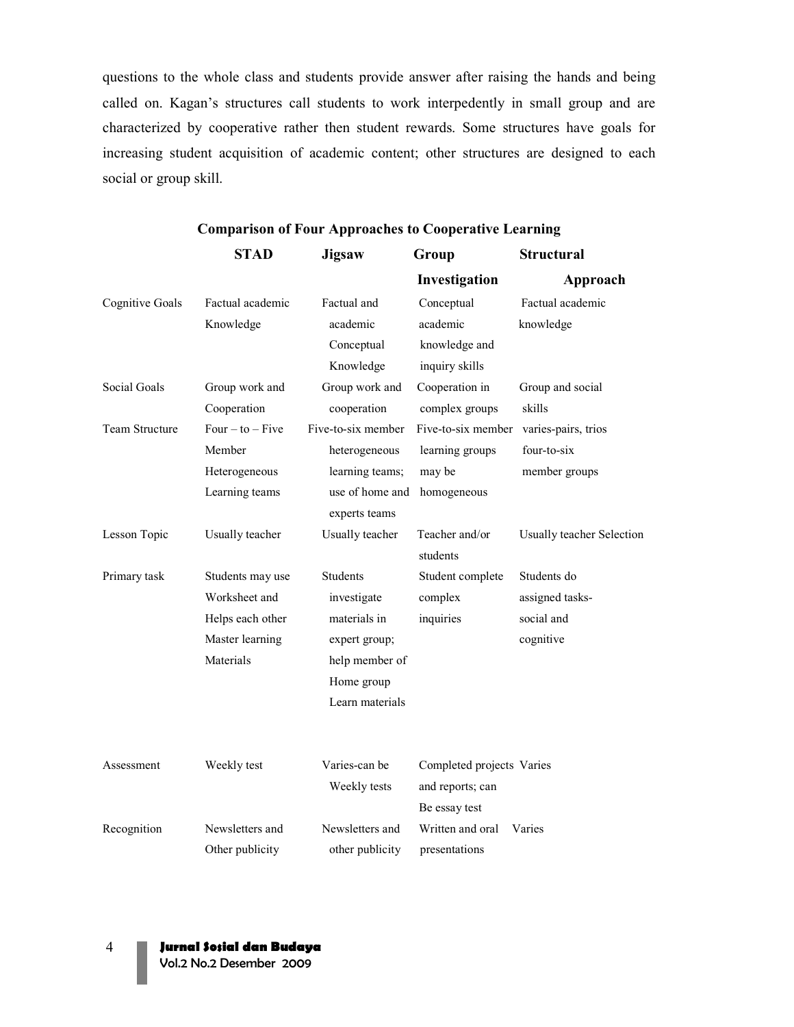questions to the whole class and students provide answer after raising the hands and being called on. Kagan's structures call students to work interpedently in small group and are characterized by cooperative rather then student rewards. Some structures have goals for increasing student acquisition of academic content; other structures are designed to each social or group skill.

**Comparison of Four Approaches to Cooperative Learning**

| | **STAD** | **Jigsaw** | **Group Investigation** | **Structural Approach** |
|---|---|---|---|---|
| Cognitive Goals | Factual academic Knowledge | Factual and academic Conceptual Knowledge | Conceptual academic knowledge and inquiry skills | Factual academic knowledge |
| Social Goals | Group work and Cooperation | Group work and cooperation | Cooperation in complex groups | Group and social skills |
| Team Structure | Four – to – Five Member Heterogeneous Learning teams | Five-to-six member heterogeneous learning teams; use of home and experts teams | Five-to-six member learning groups may be homogeneous | varies-pairs, trios four-to-six member groups |
| Lesson Topic | Usually teacher | Usually teacher | Teacher and/or students | Usually teacher Selection |
| Primary task | Students may use Worksheet and Helps each other Master learning Materials | Students investigate materials in expert group; help member of Home group Learn materials | Student complete complex inquiries | Students do assigned tasks- social and cognitive |
| Assessment | Weekly test | Varies-can be Weekly tests | Completed projects and reports; can Be essay test | Varies |
| Recognition | Newsletters and Other publicity | Newsletters and other publicity | Written and oral presentations | Varies |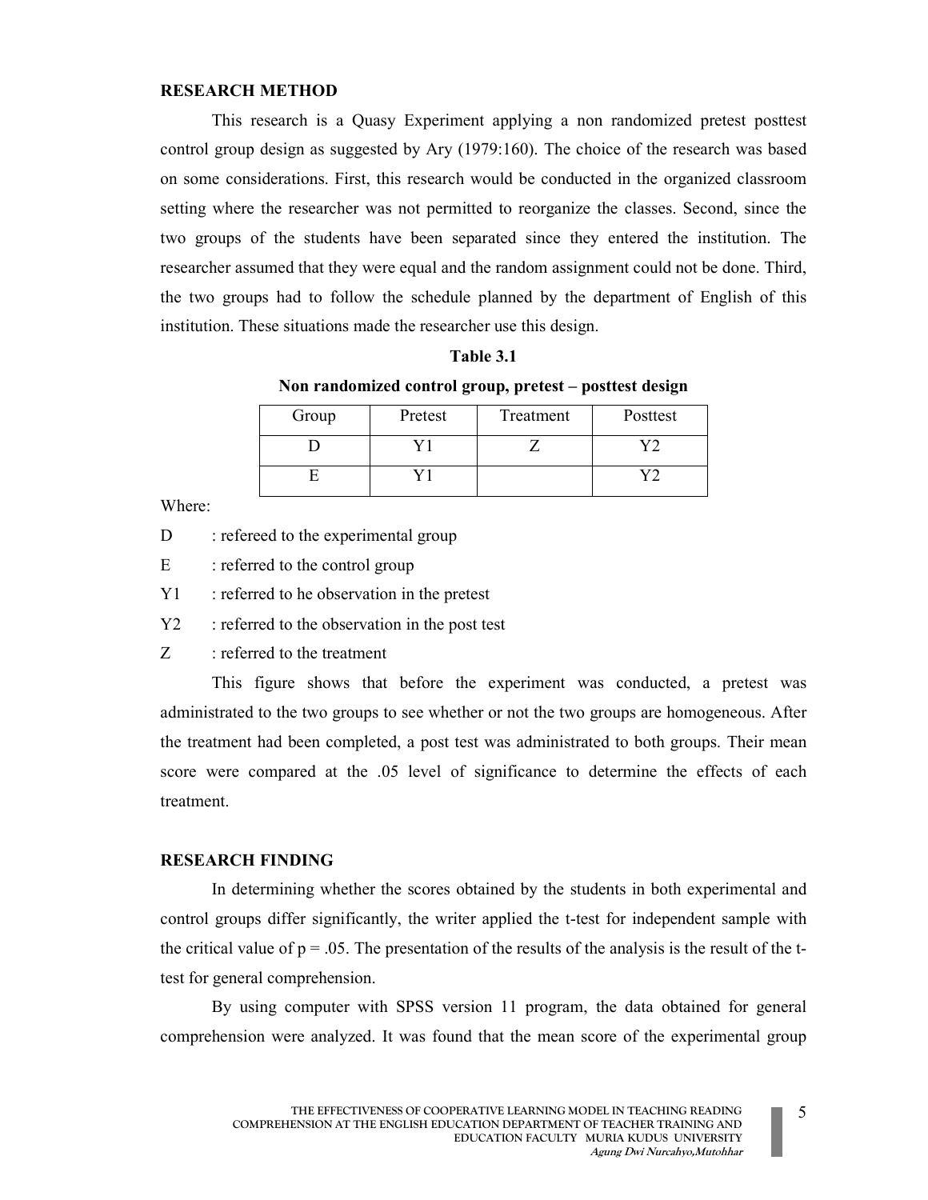## RESEARCH METHOD

This research is a Quasy Experiment applying a non randomized pretest posttest control group design as suggested by Ary (1979:160). The choice of the research was based on some considerations. First, this research would be conducted in the organized classroom setting where the researcher was not permitted to reorganize the classes. Second, since the two groups of the students have been separated since they entered the institution. The researcher assumed that they were equal and the random assignment could not be done. Third, the two groups had to follow the schedule planned by the department of English of this institution. These situations made the researcher use this design.

**Table 3.1**

**Non randomized control group, pretest – posttest design**

| Group | Pretest | Treatment | Posttest |
|---|---|---|---|
| D | Y1 | Z | Y2 |
| E | Y1 | | Y2 |

Where:

D : refereed to the experimental group

E : referred to the control group

Y1 : referred to he observation in the pretest

Y2 : referred to the observation in the post test

Z : referred to the treatment

This figure shows that before the experiment was conducted, a pretest was administrated to the two groups to see whether or not the two groups are homogeneous. After the treatment had been completed, a post test was administrated to both groups. Their mean score were compared at the .05 level of significance to determine the effects of each treatment.

## RESEARCH FINDING

In determining whether the scores obtained by the students in both experimental and control groups differ significantly, the writer applied the t-test for independent sample with the critical value of $p = .05$. The presentation of the results of the analysis is the result of the t-test for general comprehension.

By using computer with SPSS version 11 program, the data obtained for general comprehension were analyzed. It was found that the mean score of the experimental group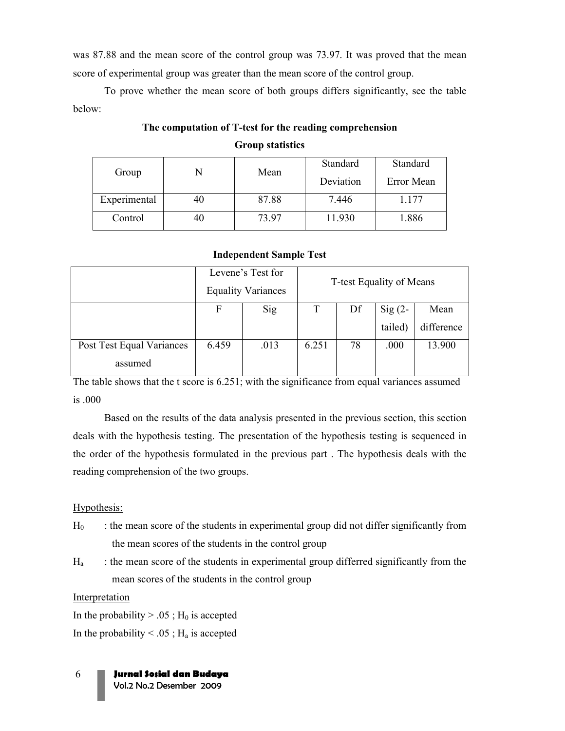was 87.88 and the mean score of the control group was 73.97. It was proved that the mean score of experimental group was greater than the mean score of the control group.

To prove whether the mean score of both groups differs significantly, see the table below:

**The computation of T-test for the reading comprehension**

**Group statistics**

| Group | N | Mean | Standard Deviation | Standard Error Mean |
|---|---|---|---|---|
| Experimental | 40 | 87.88 | 7.446 | 1.177 |
| Control | 40 | 73.97 | 11.930 | 1.886 |

**Independent Sample Test**

| | Levene's Test for Equality Variances | | T-test Equality of Means | | | |
|---|---|---|---|---|---|---|
| | F | Sig | T | Df | Sig (2-tailed) | Mean difference |
| Post Test Equal Variances assumed | 6.459 | .013 | 6.251 | 78 | .000 | 13.900 |

The table shows that the t score is 6.251; with the significance from equal variances assumed is .000

Based on the results of the data analysis presented in the previous section, this section deals with the hypothesis testing. The presentation of the hypothesis testing is sequenced in the order of the hypothesis formulated in the previous part . The hypothesis deals with the reading comprehension of the two groups.

Hypothesis:

$H_0$ : the mean score of the students in experimental group did not differ significantly from the mean scores of the students in the control group

$H_a$ : the mean score of the students in experimental group differred significantly from the mean scores of the students in the control group

Interpretation

In the probability > .05 ; $H_0$ is accepted

In the probability < .05 ; $H_a$ is accepted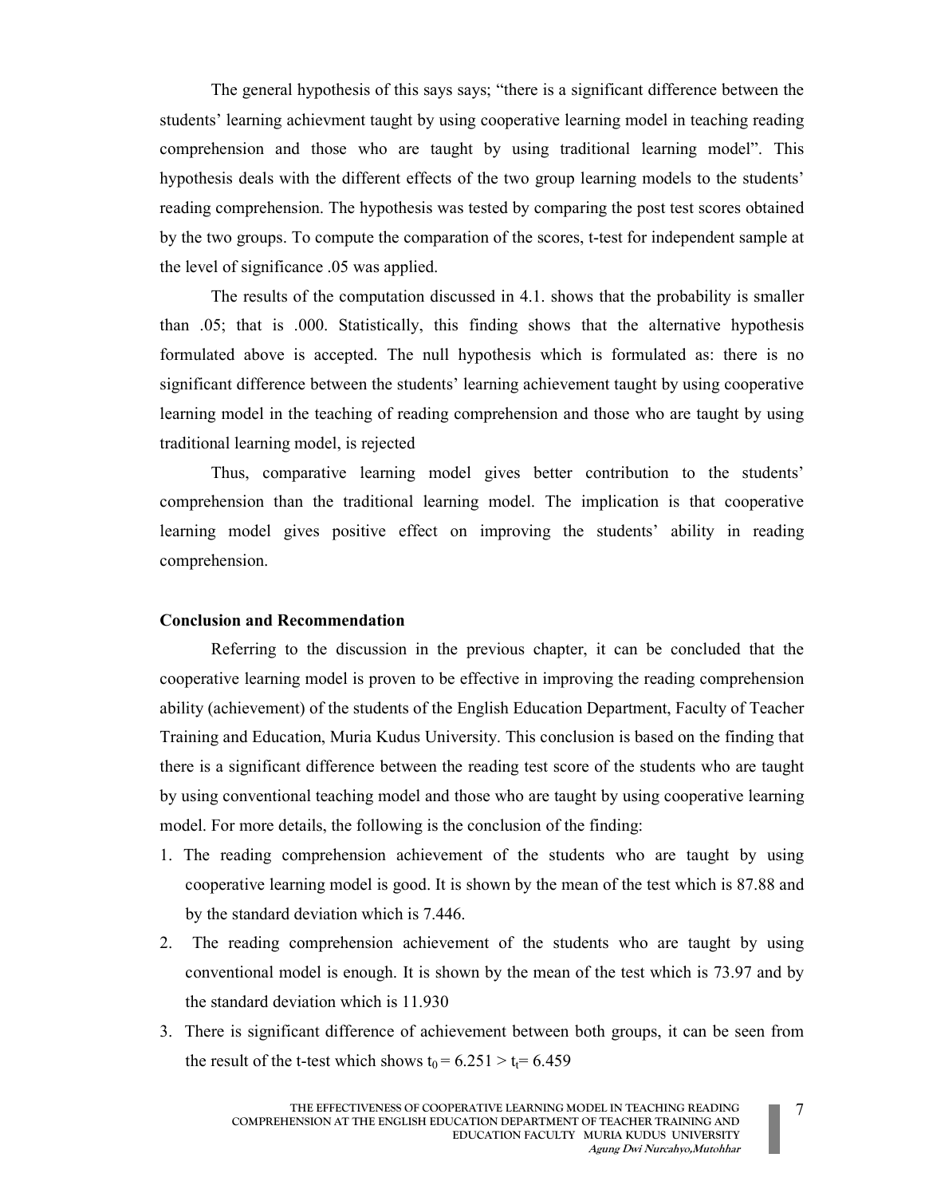The general hypothesis of this says says; "there is a significant difference between the students' learning achievment taught by using cooperative learning model in teaching reading comprehension and those who are taught by using traditional learning model". This hypothesis deals with the different effects of the two group learning models to the students' reading comprehension. The hypothesis was tested by comparing the post test scores obtained by the two groups. To compute the comparation of the scores, t-test for independent sample at the level of significance .05 was applied.

The results of the computation discussed in 4.1. shows that the probability is smaller than .05; that is .000. Statistically, this finding shows that the alternative hypothesis formulated above is accepted. The null hypothesis which is formulated as: there is no significant difference between the students' learning achievement taught by using cooperative learning model in the teaching of reading comprehension and those who are taught by using traditional learning model, is rejected

Thus, comparative learning model gives better contribution to the students' comprehension than the traditional learning model. The implication is that cooperative learning model gives positive effect on improving the students' ability in reading comprehension.

**Conclusion and Recommendation**

Referring to the discussion in the previous chapter, it can be concluded that the cooperative learning model is proven to be effective in improving the reading comprehension ability (achievement) of the students of the English Education Department, Faculty of Teacher Training and Education, Muria Kudus University. This conclusion is based on the finding that there is a significant difference between the reading test score of the students who are taught by using conventional teaching model and those who are taught by using cooperative learning model. For more details, the following is the conclusion of the finding:

1. The reading comprehension achievement of the students who are taught by using cooperative learning model is good. It is shown by the mean of the test which is 87.88 and by the standard deviation which is 7.446.
2. The reading comprehension achievement of the students who are taught by using conventional model is enough. It is shown by the mean of the test which is 73.97 and by the standard deviation which is 11.930
3. There is significant difference of achievement between both groups, it can be seen from the result of the t-test which shows $t_0 = 6.251 > t_t = 6.459$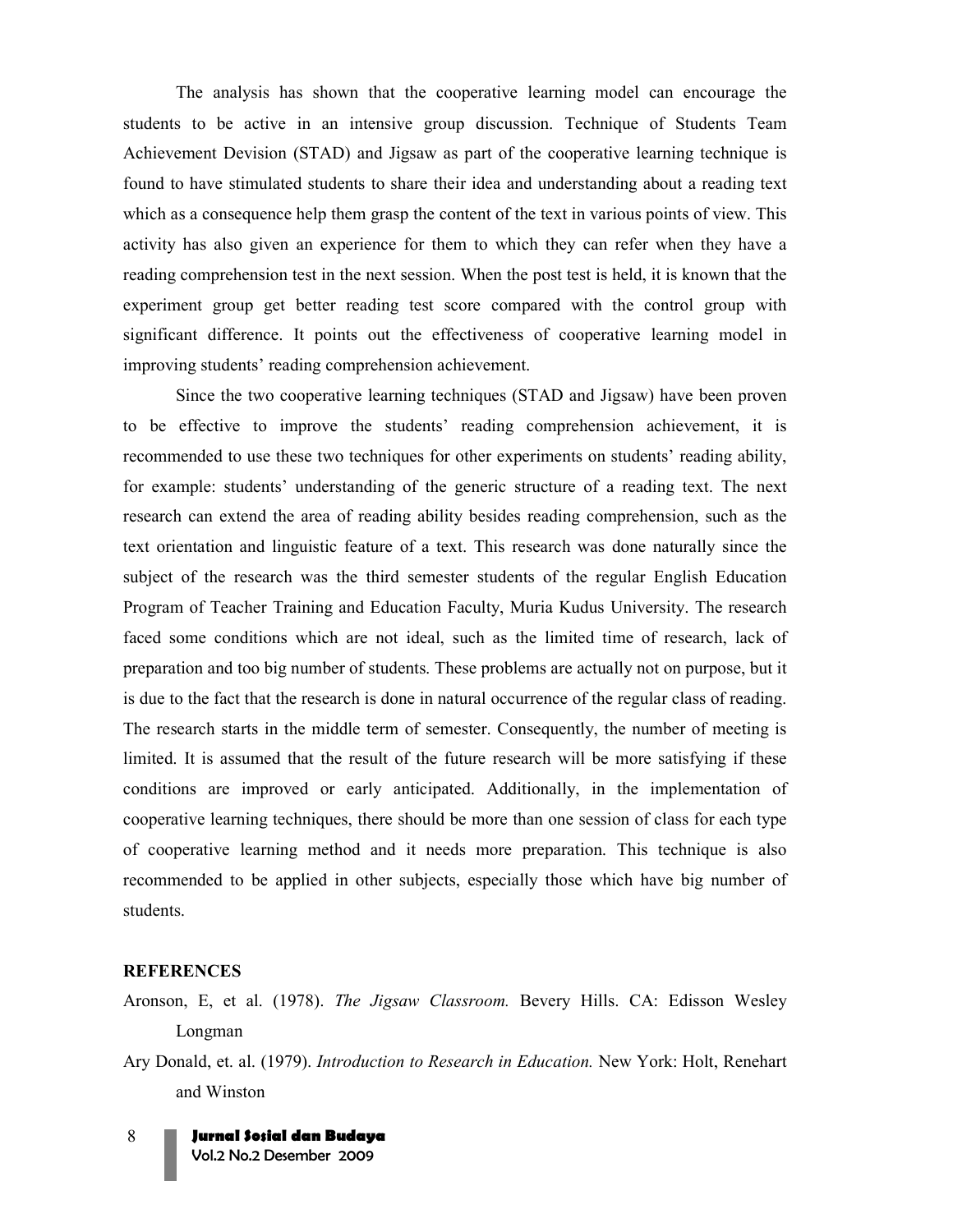The analysis has shown that the cooperative learning model can encourage the students to be active in an intensive group discussion. Technique of Students Team Achievement Devision (STAD) and Jigsaw as part of the cooperative learning technique is found to have stimulated students to share their idea and understanding about a reading text which as a consequence help them grasp the content of the text in various points of view. This activity has also given an experience for them to which they can refer when they have a reading comprehension test in the next session. When the post test is held, it is known that the experiment group get better reading test score compared with the control group with significant difference. It points out the effectiveness of cooperative learning model in improving students' reading comprehension achievement.

Since the two cooperative learning techniques (STAD and Jigsaw) have been proven to be effective to improve the students' reading comprehension achievement, it is recommended to use these two techniques for other experiments on students' reading ability, for example: students' understanding of the generic structure of a reading text. The next research can extend the area of reading ability besides reading comprehension, such as the text orientation and linguistic feature of a text. This research was done naturally since the subject of the research was the third semester students of the regular English Education Program of Teacher Training and Education Faculty, Muria Kudus University. The research faced some conditions which are not ideal, such as the limited time of research, lack of preparation and too big number of students. These problems are actually not on purpose, but it is due to the fact that the research is done in natural occurrence of the regular class of reading. The research starts in the middle term of semester. Consequently, the number of meeting is limited. It is assumed that the result of the future research will be more satisfying if these conditions are improved or early anticipated. Additionally, in the implementation of cooperative learning techniques, there should be more than one session of class for each type of cooperative learning method and it needs more preparation. This technique is also recommended to be applied in other subjects, especially those which have big number of students.

## REFERENCES

Aronson, E, et al. (1978). *The Jigsaw Classroom.* Bevery Hills. CA: Edisson Wesley Longman

Ary Donald, et. al. (1979). *Introduction to Research in Education.* New York: Holt, Renehart and Winston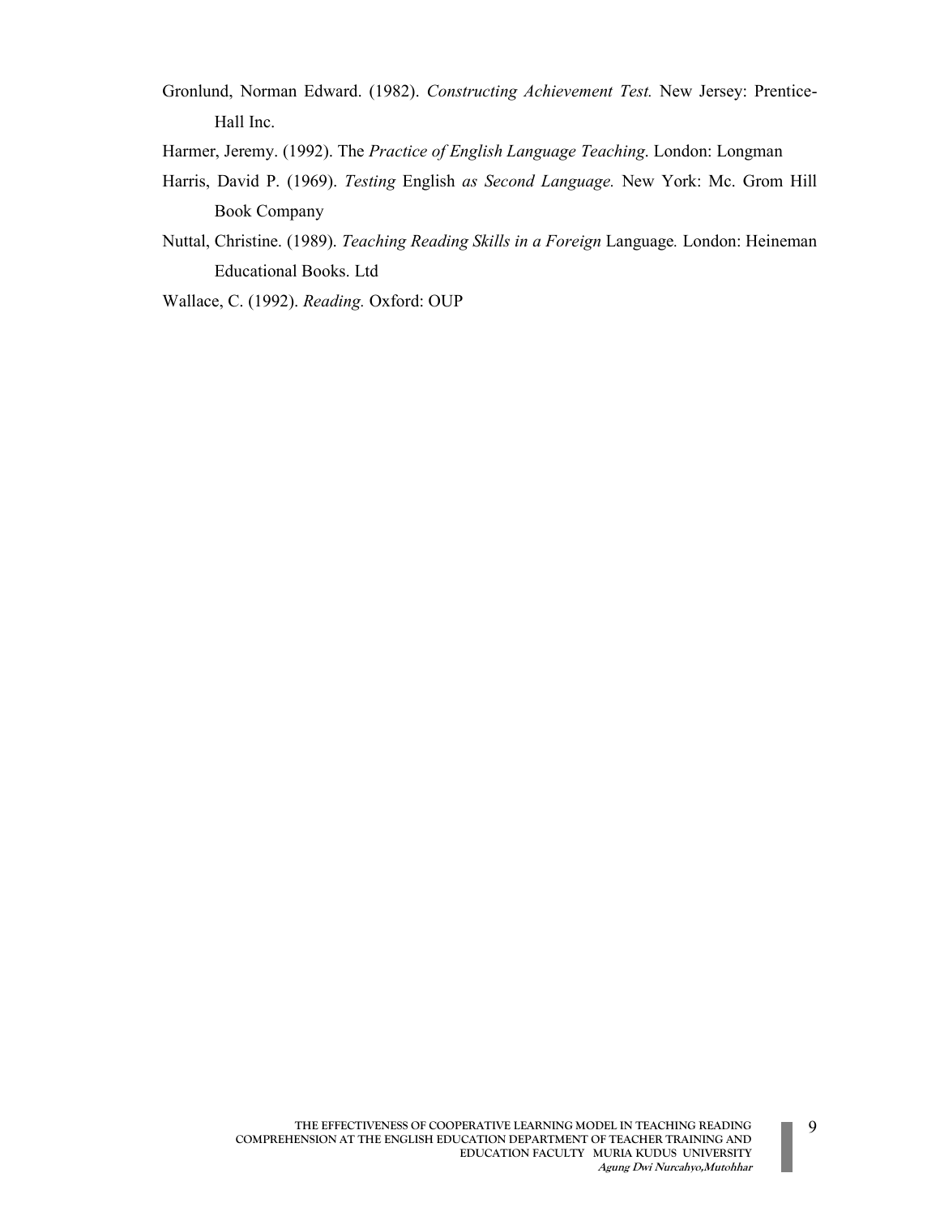Gronlund, Norman Edward. (1982). *Constructing Achievement Test.* New Jersey: Prentice-Hall Inc.

Harmer, Jeremy. (1992). The *Practice of English Language Teaching*. London: Longman

Harris, David P. (1969). *Testing* English *as Second Language.* New York: Mc. Grom Hill Book Company

Nuttal, Christine. (1989). *Teaching Reading Skills in a Foreign* Language*.* London: Heineman Educational Books. Ltd

Wallace, C. (1992). *Reading.* Oxford: OUP